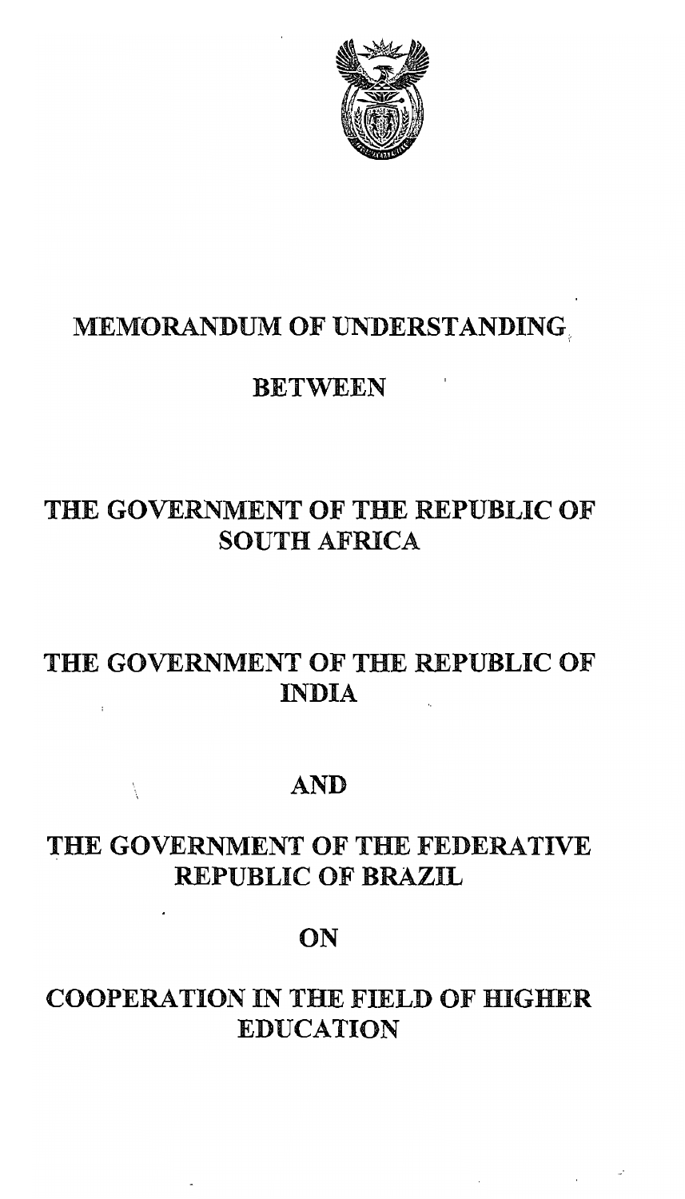# MEMORANDUM OF UNDERSTANDING

## BETWEEN

## THE GOVERNMENT OF THE REPUBLIC OF SOUTH AFRICA

## THE GOVERNMENT OF THE REPUBLIC OF INDIA

## AND

## THE GOVERNMENT OF THE FEDERATIVE REPUBLIC OF BRAZIL

## ON

## COOPERATION IN THE FIELD OF HIGHER EDUCATION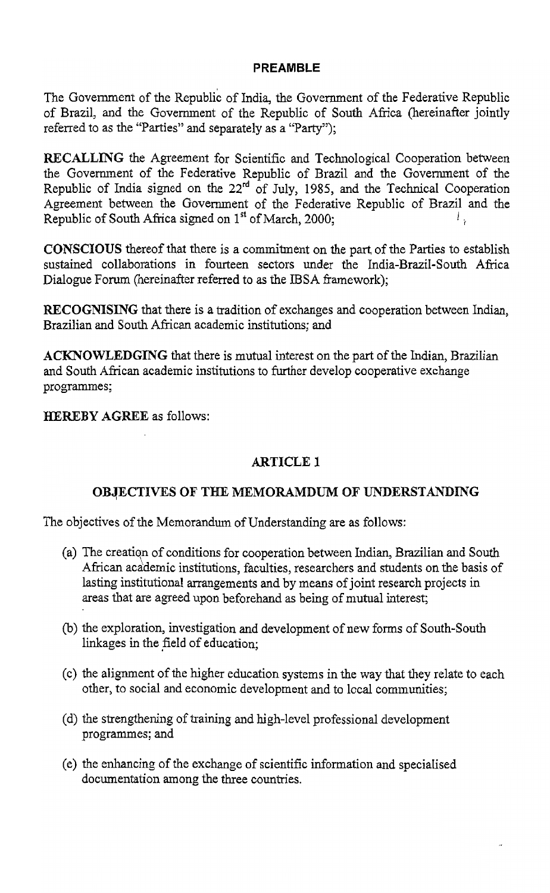## PREAMBLE

The Government of the Republic of India, the Government of the Federative Republic of Brazil, and the Government of the Republic of South Africa (hereinafter jointly referred to as the "Parties" and separately as a "Party");

**RECALLING** the Agreement for Scientific and Technological Cooperation between the Government of the Federative Republic of Brazil and the Government of the Republic of India signed on the 22nd of July, 1985, and the Technical Cooperation Agreement between the Government of the Federative Republic of Brazil and the Republic of South Africa signed on 1st of March, 2000;

**CONSCIOUS** thereof that there is a commitment on the part of the Parties to establish sustained collaborations in fourteen sectors under the India-Brazil-South Africa Dialogue Forum (hereinafter referred to as the IBSA framework);

**RECOGNISING** that there is a tradition of exchanges and cooperation between Indian, Brazilian and South African academic institutions; and

**ACKNOWLEDGING** that there is mutual interest on the part of the Indian, Brazilian and South African academic institutions to further develop cooperative exchange programmes;

**HEREBY AGREE** as follows:

## ARTICLE 1

### OBJECTIVES OF THE MEMORAMDUM OF UNDERSTANDING

The objectives of the Memorandum of Understanding are as follows:

(a) The creation of conditions for cooperation between Indian, Brazilian and South African academic institutions, faculties, researchers and students on the basis of lasting institutional arrangements and by means of joint research projects in areas that are agreed upon beforehand as being of mutual interest;

(b) the exploration, investigation and development of new forms of South-South linkages in the field of education;

(c) the alignment of the higher education systems in the way that they relate to each other, to social and economic development and to local communities;

(d) the strengthening of training and high-level professional development programmes; and

(e) the enhancing of the exchange of scientific information and specialised documentation among the three countries.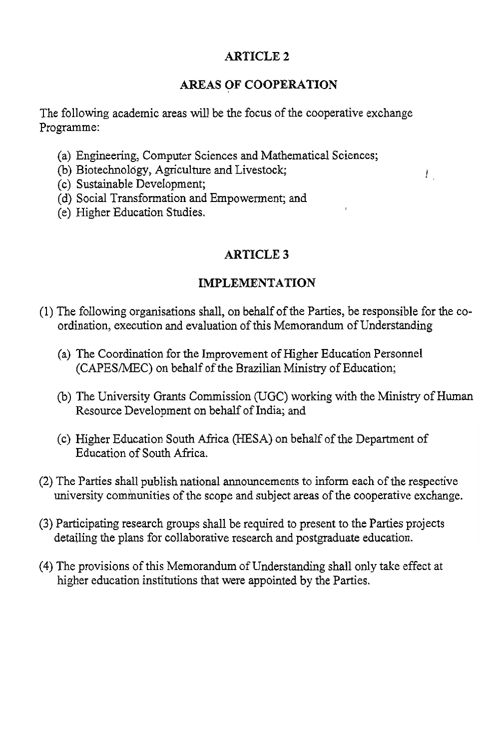## ARTICLE 2

## AREAS OF COOPERATION

The following academic areas will be the focus of the cooperative exchange Programme:

(a) Engineering, Computer Sciences and Mathematical Sciences;
(b) Biotechnology, Agriculture and Livestock;
(c) Sustainable Development;
(d) Social Transformation and Empowerment; and
(e) Higher Education Studies.

## ARTICLE 3

## IMPLEMENTATION

(1) The following organisations shall, on behalf of the Parties, be responsible for the co-ordination, execution and evaluation of this Memorandum of Understanding

(a) The Coordination for the Improvement of Higher Education Personnel (CAPES/MEC) on behalf of the Brazilian Ministry of Education;

(b) The University Grants Commission (UGC) working with the Ministry of Human Resource Development on behalf of India; and

(c) Higher Education South Africa (HESA) on behalf of the Department of Education of South Africa.

(2) The Parties shall publish national announcements to inform each of the respective university communities of the scope and subject areas of the cooperative exchange.

(3) Participating research groups shall be required to present to the Parties projects detailing the plans for collaborative research and postgraduate education.

(4) The provisions of this Memorandum of Understanding shall only take effect at higher education institutions that were appointed by the Parties.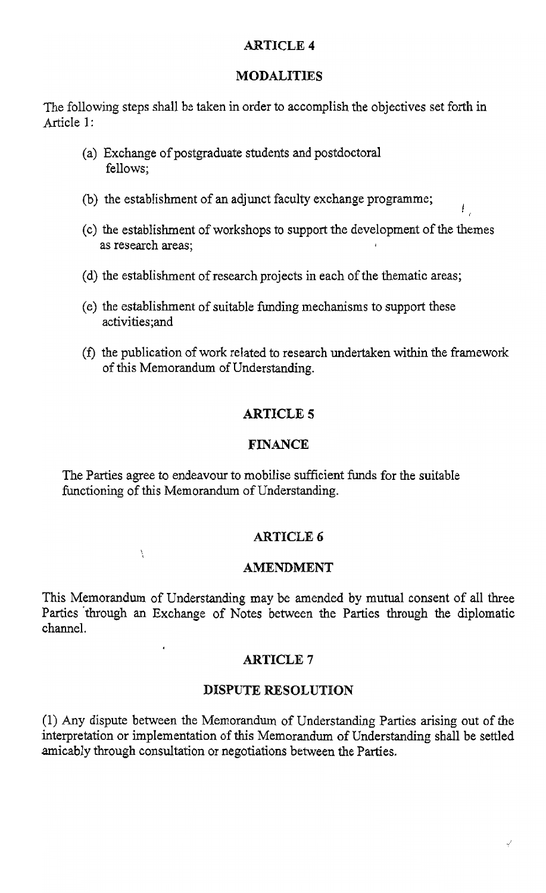## ARTICLE 4

## MODALITIES

The following steps shall be taken in order to accomplish the objectives set forth in Article 1:

(a) Exchange of postgraduate students and postdoctoral fellows;

(b) the establishment of an adjunct faculty exchange programme;

(c) the establishment of workshops to support the development of the themes as research areas;

(d) the establishment of research projects in each of the thematic areas;

(e) the establishment of suitable funding mechanisms to support these activities;and

(f) the publication of work related to research undertaken within the framework of this Memorandum of Understanding.

## ARTICLE 5

## FINANCE

The Parties agree to endeavour to mobilise sufficient funds for the suitable functioning of this Memorandum of Understanding.

## ARTICLE 6

## AMENDMENT

This Memorandum of Understanding may be amended by mutual consent of all three Parties through an Exchange of Notes between the Parties through the diplomatic channel.

## ARTICLE 7

## DISPUTE RESOLUTION

(1) Any dispute between the Memorandum of Understanding Parties arising out of the interpretation or implementation of this Memorandum of Understanding shall be settled amicably through consultation or negotiations between the Parties.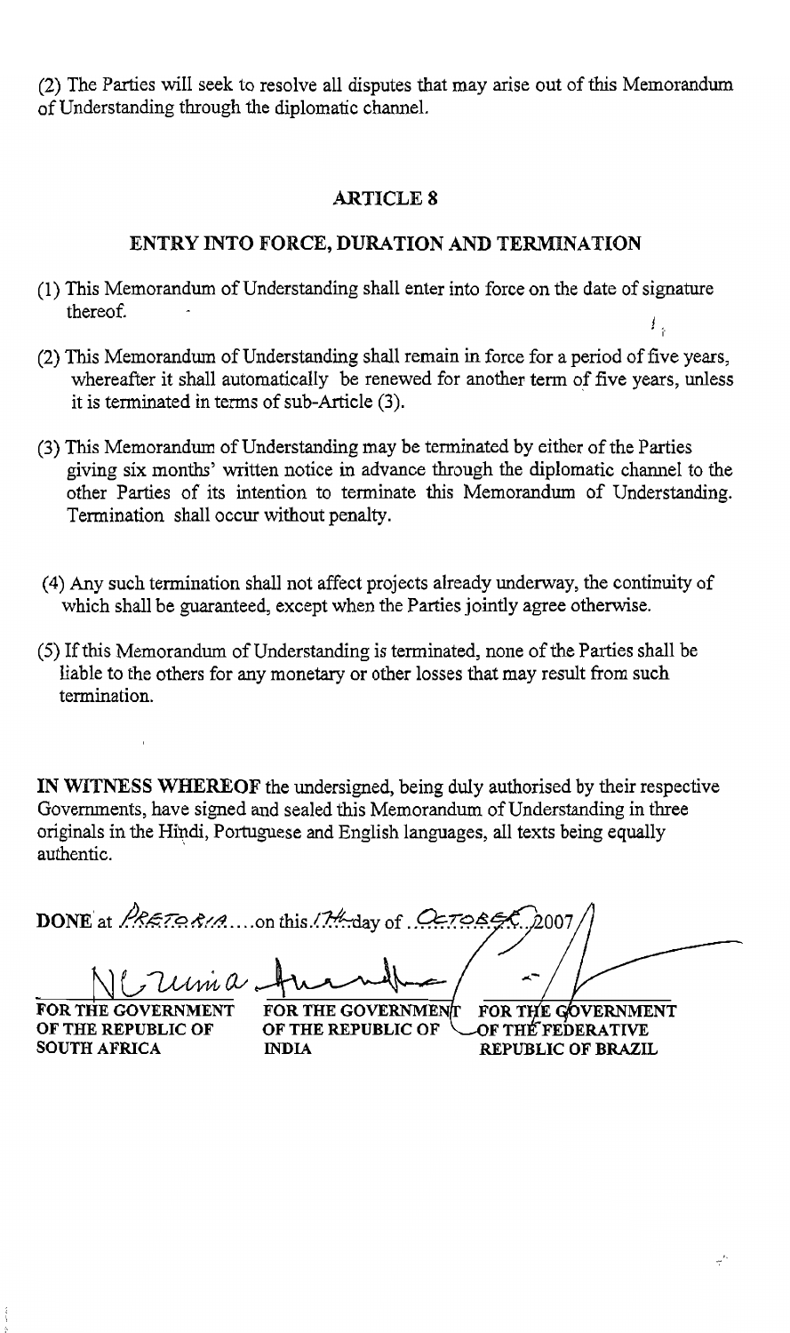(2) The Parties will seek to resolve all disputes that may arise out of this Memorandum of Understanding through the diplomatic channel.

## ARTICLE 8

## ENTRY INTO FORCE, DURATION AND TERMINATION

(1) This Memorandum of Understanding shall enter into force on the date of signature thereof.

(2) This Memorandum of Understanding shall remain in force for a period of five years, whereafter it shall automatically be renewed for another term of five years, unless it is terminated in terms of sub-Article (3).

(3) This Memorandum of Understanding may be terminated by either of the Parties giving six months' written notice in advance through the diplomatic channel to the other Parties of its intention to terminate this Memorandum of Understanding. Termination shall occur without penalty.

(4) Any such termination shall not affect projects already underway, the continuity of which shall be guaranteed, except when the Parties jointly agree otherwise.

(5) If this Memorandum of Understanding is terminated, none of the Parties shall be liable to the others for any monetary or other losses that may result from such termination.

**IN WITNESS WHEREOF** the undersigned, being duly authorised by their respective Governments, have signed and sealed this Memorandum of Understanding in three originals in the Hindi, Portuguese and English languages, all texts being equally authentic.

**DONE** at PRETORIA....on this 17th day of OCTOBER 2007

| **FOR THE GOVERNMENT OF THE REPUBLIC OF SOUTH AFRICA** | **FOR THE GOVERNMENT OF THE REPUBLIC OF INDIA** | **FOR THE GOVERNMENT OF THE FEDERATIVE REPUBLIC OF BRAZIL** |
| --- | --- | --- |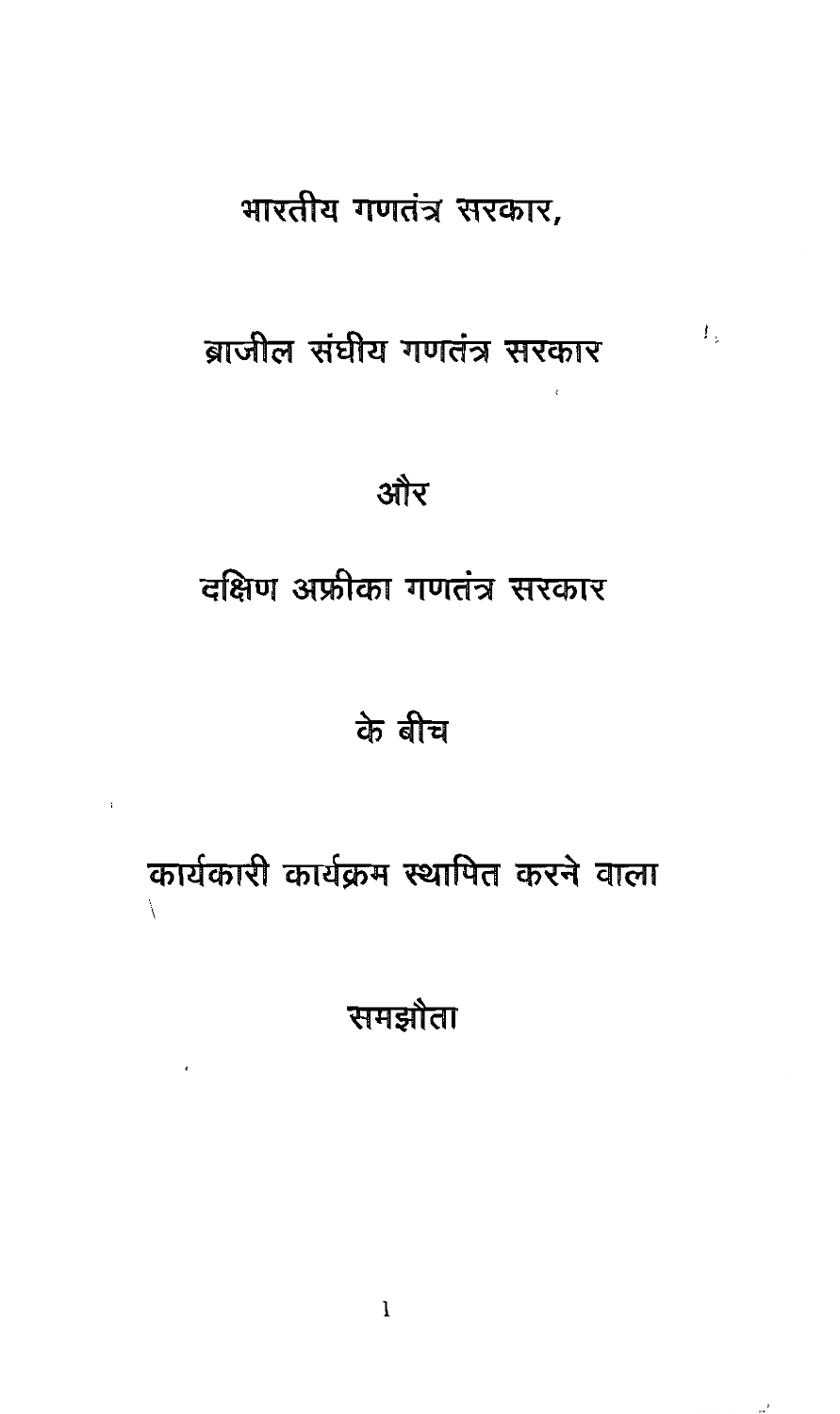# भारतीय गणतंत्र सरकार,

# ब्राजील संघीय गणतंत्र सरकार

# और

# दक्षिण अफ्रीका गणतंत्र सरकार

# के बीच

# कार्यकारी कार्यक्रम स्थापित करने वाला

# समझौता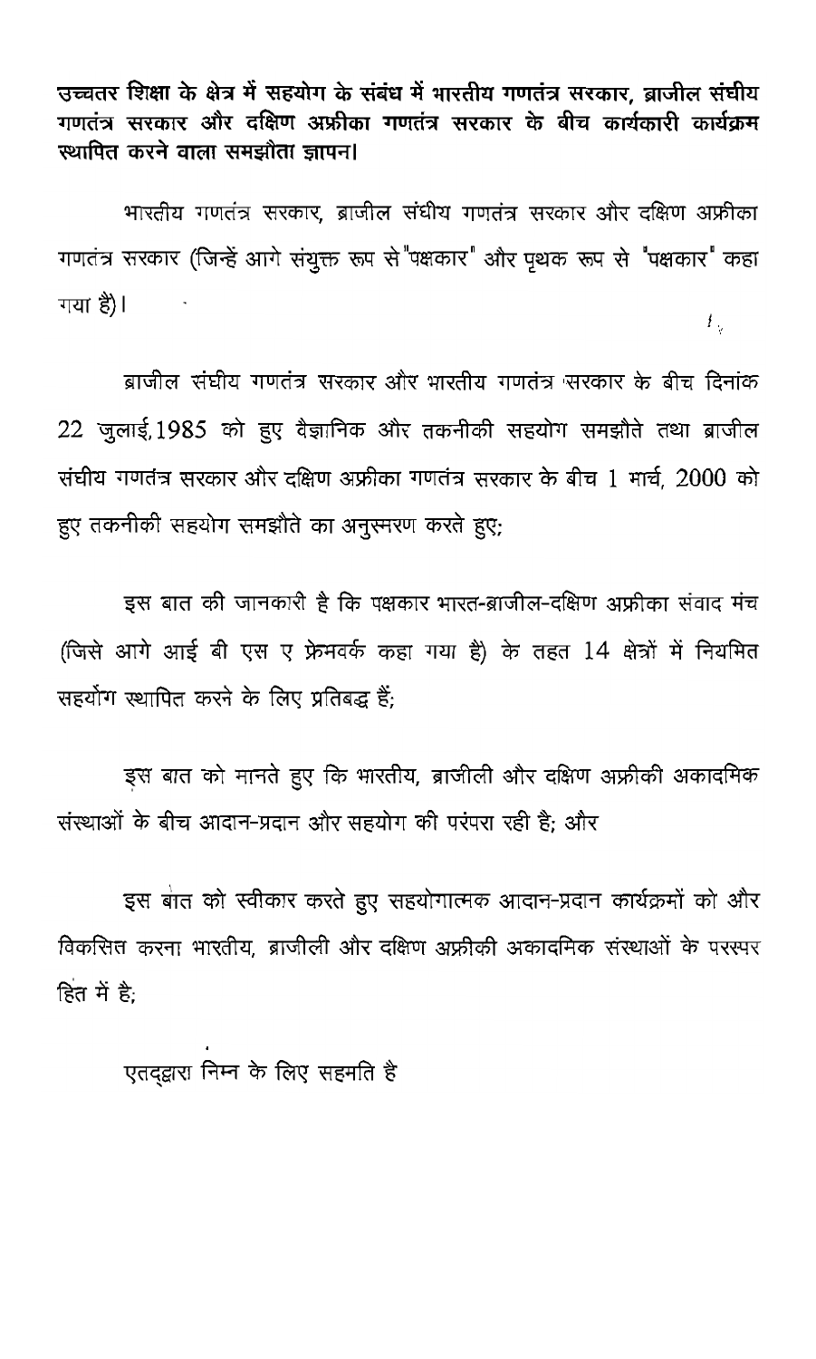**उच्चतर शिक्षा के क्षेत्र में सहयोग के संबंध में भारतीय गणतंत्र सरकार, ब्राजील संघीय गणतंत्र सरकार और दक्षिण अफ्रीका गणतंत्र सरकार के बीच कार्यकारी कार्यक्रम स्थापित करने वाला समझौता ज्ञापन।**

भारतीय गणतंत्र सरकार, ब्राजील संघीय गणतंत्र सरकार और दक्षिण अफ्रीका गणतंत्र सरकार (जिन्हें आगे संयुक्त रूप से "पक्षकार" और पृथक रूप से "पक्षकार" कहा गया है)।

ब्राजील संघीय गणतंत्र सरकार और भारतीय गणतंत्र सरकार के बीच दिनांक 22 जुलाई, 1985 को हुए वैज्ञानिक और तकनीकी सहयोग समझौते तथा ब्राजील संघीय गणतंत्र सरकार और दक्षिण अफ्रीका गणतंत्र सरकार के बीच 1 मार्च, 2000 को हुए तकनीकी सहयोग समझौते का अनुस्मरण करते हुए;

इस बात की जानकारी है कि पक्षकार भारत-ब्राजील-दक्षिण अफ्रीका संवाद मंच (जिसे आगे आई बी एस ए फ्रेमवर्क कहा गया है) के तहत 14 क्षेत्रों में नियमित सहयोग स्थापित करने के लिए प्रतिबद्ध हैं;

इस बात को मानते हुए कि भारतीय, ब्राजीली और दक्षिण अफ्रीकी अकादमिक संस्थाओं के बीच आदान-प्रदान और सहयोग की परंपरा रही है; और

इस बात को स्वीकार करते हुए सहयोगात्मक आदान-प्रदान कार्यक्रमों को और विकसित करना भारतीय, ब्राजीली और दक्षिण अफ्रीकी अकादमिक संस्थाओं के परस्पर हित में है;

एतद्द्वारा निम्न के लिए सहमति है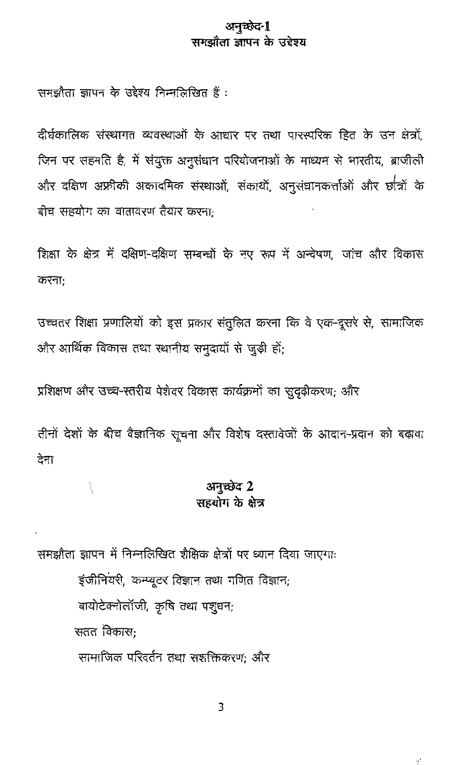## अनुच्छेद-1
## समझौता ज्ञापन के उद्देश्य

समझौता ज्ञापन के उद्देश्य निम्नलिखित हैं :

दीर्घकालिक संस्थागत व्यवस्थाओं के आधार पर तथा पारस्परिक हित के उन क्षेत्रों, जिन पर सहमति है, में संयुक्त अनुसंधान परियोजनाओं के माध्यम से भारतीय, ब्राजीली और दक्षिण अफ्रीकी अकादमिक संस्थाओं, संकायों, अनुसंधानकर्त्ताओं और छात्रों के बीच सहयोग का वातावरण तैयार करना;

शिक्षा के क्षेत्र में दक्षिण-दक्षिण सम्बन्धों के नए रूप में अन्वेषण, जांच और विकास करना;

उच्चतर शिक्षा प्रणालियों को इस प्रकार संतुलित करना कि वे एक-दूसरे से, सामाजिक और आर्थिक विकास तथा स्थानीय समुदायों से जुड़ी हों;

प्रशिक्षण और उच्च-स्तरीय पेशेवर विकास कार्यक्रमों का सुदृढ़ीकरण; और

तीनों देशों के बीच वैज्ञानिक सूचना और विशेष दस्तावेजों के आदान-प्रदान को बढ़ावा देना

## अनुच्छेद 2
## सहयोग के क्षेत्र

समझौता ज्ञापन में निम्नलिखित शैक्षिक क्षेत्रों पर ध्यान दिया जाएगा:

इंजीनियरी, कम्प्यूटर विज्ञान तथा गणित विज्ञान;

बायोटेक्नोलॉजी, कृषि तथा पशुधन;

सतत विकास;

सामाजिक परिवर्तन तथा सशक्तिकरण; और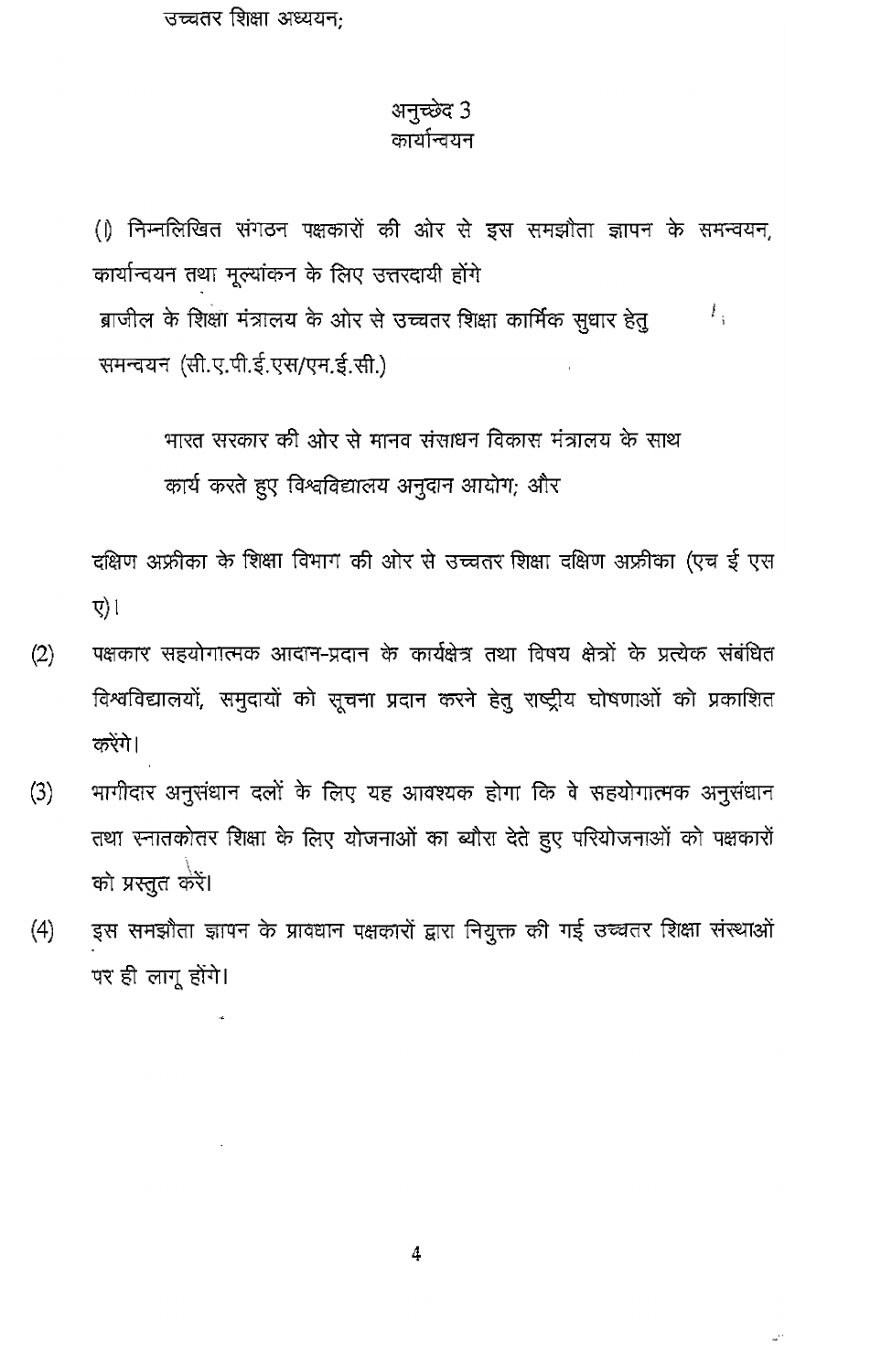उच्चतर शिक्षा अध्ययन;

## अनुच्छेद 3
## कार्यान्वयन

(l) निम्नलिखित संगठन पक्षकारों की ओर से इस समझौता ज्ञापन के समन्वयन, कार्यान्वयन तथा मूल्यांकन के लिए उत्तरदायी होंगे
ब्राजील के शिक्षा मंत्रालय के ओर से उच्चतर शिक्षा कार्मिक सुधार हेतु समन्वयन (सी.ए.पी.ई.एस/एम.ई.सी.)

भारत सरकार की ओर से मानव संसाधन विकास मंत्रालय के साथ कार्य करते हुए विश्वविद्यालय अनुदान आयोग; और

दक्षिण अफ्रीका के शिक्षा विभाग की ओर से उच्चतर शिक्षा दक्षिण अफ्रीका (एच ई एस ए)।

(2) पक्षकार सहयोगात्मक आदान-प्रदान के कार्यक्षेत्र तथा विषय क्षेत्रों के प्रत्येक संबंधित विश्वविद्यालयों, समुदायों को सूचना प्रदान करने हेतु राष्ट्रीय घोषणाओं को प्रकाशित करेंगे।

(3) भागीदार अनुसंधान दलों के लिए यह आवश्यक होगा कि वे सहयोगात्मक अनुसंधान तथा स्नातकोत्तर शिक्षा के लिए योजनाओं का ब्यौरा देते हुए परियोजनाओं को पक्षकारों को प्रस्तुत करें।

(4) इस समझौता ज्ञापन के प्रावधान पक्षकारों द्वारा नियुक्त की गई उच्चतर शिक्षा संस्थाओं पर ही लागू होंगे।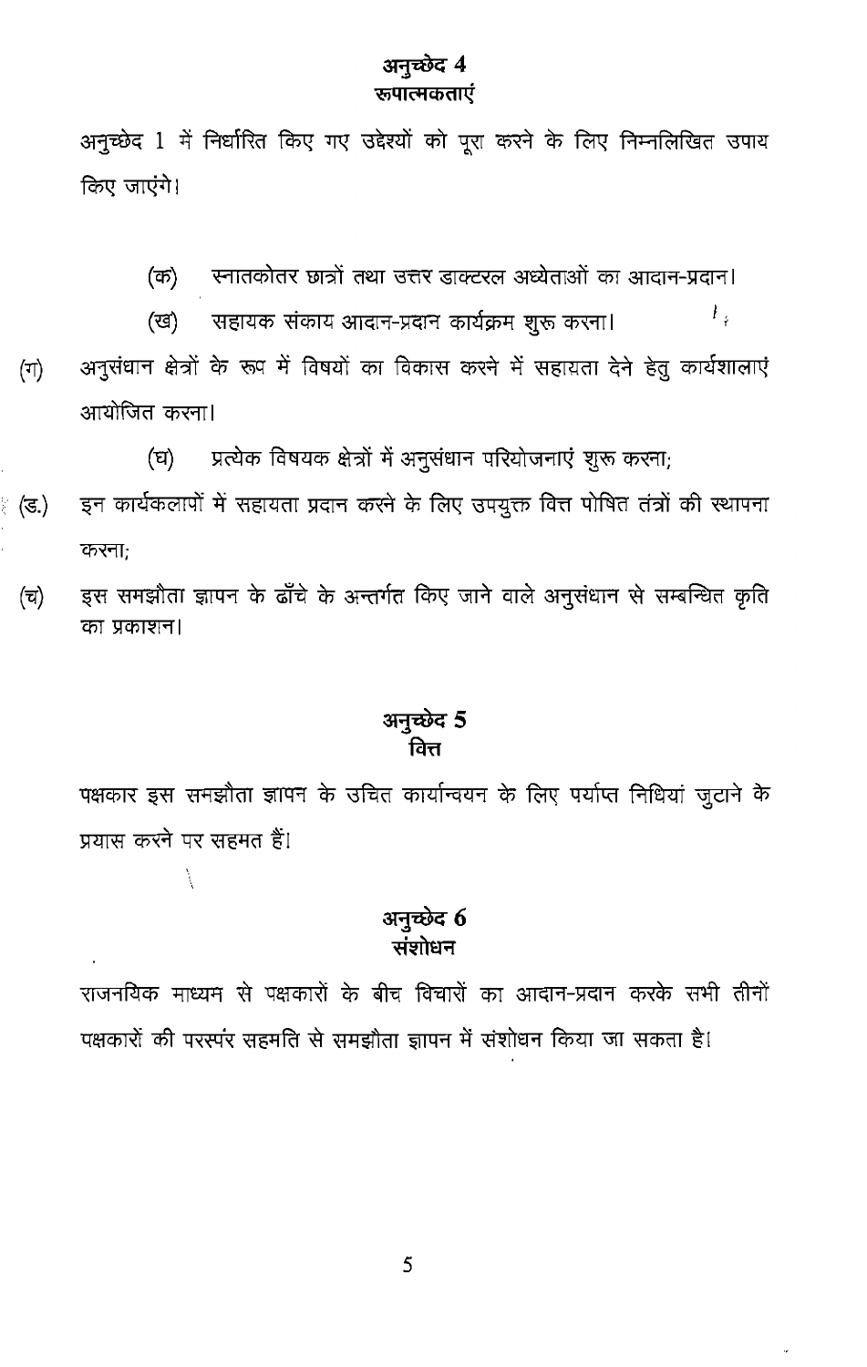## अनुच्छेद 4
## रूपात्मकताएं

अनुच्छेद 1 में निर्धारित किए गए उद्देश्यों को पूरा करने के लिए निम्नलिखित उपाय किए जाएंगे।

(क) स्नातकोत्तर छात्रों तथा उत्तर डाक्टरल अध्येताओं का आदान-प्रदान।

(ख) सहायक संकाय आदान-प्रदान कार्यक्रम शुरू करना।

(ग) अनुसंधान क्षेत्रों के रूप में विषयों का विकास करने में सहायता देने हेतु कार्यशालाएं आयोजित करना।

(घ) प्रत्येक विषयक क्षेत्रों में अनुसंधान परियोजनाएं शुरू करना;

(ङ.) इन कार्यकलापों में सहायता प्रदान करने के लिए उपयुक्त वित्त पोषित तंत्रों की स्थापना करना;

(च) इस समझौता ज्ञापन के ढाँचे के अन्तर्गत किए जाने वाले अनुसंधान से सम्बन्धित कृति का प्रकाशन।

## अनुच्छेद 5
## वित्त

पक्षकार इस समझौता ज्ञापन के उचित कार्यान्वयन के लिए पर्याप्त निधियां जुटाने के प्रयास करने पर सहमत हैं।

## अनुच्छेद 6
## संशोधन

राजनयिक माध्यम से पक्षकारों के बीच विचारों का आदान-प्रदान करके सभी तीनों पक्षकारों की परस्पर सहमति से समझौता ज्ञापन में संशोधन किया जा सकता है।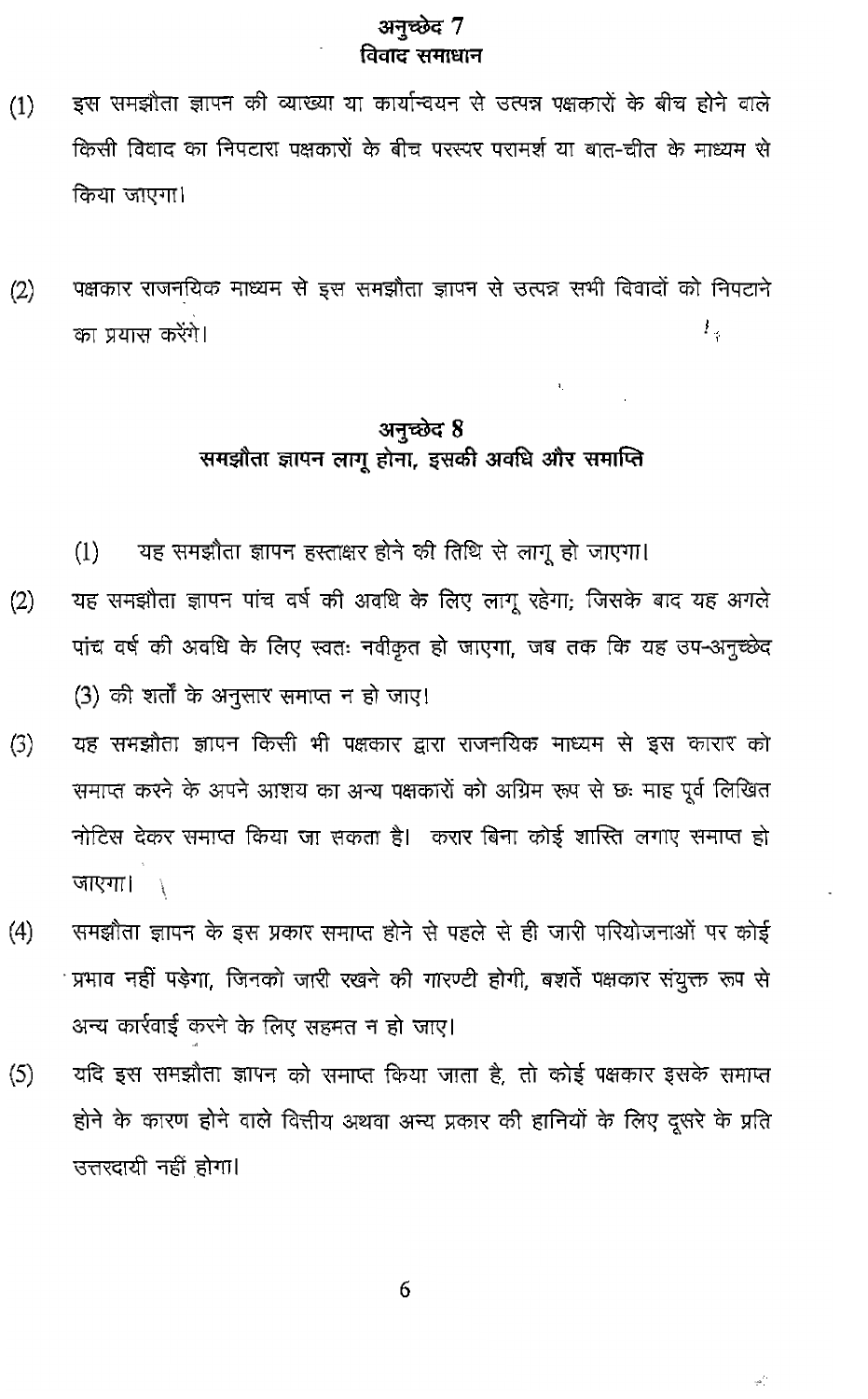## अनुच्छेद 7
## विवाद समाधान

(1) इस समझौता ज्ञापन की व्याख्या या कार्यान्वयन से उत्पन्न पक्षकारों के बीच होने वाले किसी विवाद का निपटारा पक्षकारों के बीच परस्पर परामर्श या बात-चीत के माध्यम से किया जाएगा।

(2) पक्षकार राजनयिक माध्यम से इस समझौता ज्ञापन से उत्पन्न सभी विवादों को निपटाने का प्रयास करेंगे।

## अनुच्छेद 8
## समझौता ज्ञापन लागू होना, इसकी अवधि और समाप्ति

(1) यह समझौता ज्ञापन हस्ताक्षर होने की तिथि से लागू हो जाएगा।

(2) यह समझौता ज्ञापन पांच वर्ष की अवधि के लिए लागू रहेगा; जिसके बाद यह अगले पांच वर्ष की अवधि के लिए स्वतः नवीकृत हो जाएगा, जब तक कि यह उप-अनुच्छेद (3) की शर्तों के अनुसार समाप्त न हो जाए।

(3) यह समझौता ज्ञापन किसी भी पक्षकार द्वारा राजनयिक माध्यम से इस करार को समाप्त करने के अपने आशय का अन्य पक्षकारों को अग्रिम रूप से छः माह पूर्व लिखित नोटिस देकर समाप्त किया जा सकता है। करार बिना कोई शास्ति लगाए समाप्त हो जाएगा।

(4) समझौता ज्ञापन के इस प्रकार समाप्त होने से पहले से ही जारी परियोजनाओं पर कोई प्रभाव नहीं पड़ेगा, जिनको जारी रखने की गारण्टी होगी, बशर्ते पक्षकार संयुक्त रूप से अन्य कार्रवाई करने के लिए सहमत न हो जाए।

(5) यदि इस समझौता ज्ञापन को समाप्त किया जाता है, तो कोई पक्षकार इसके समाप्त होने के कारण होने वाले वित्तीय अथवा अन्य प्रकार की हानियों के लिए दूसरे के प्रति उत्तरदायी नहीं होगा।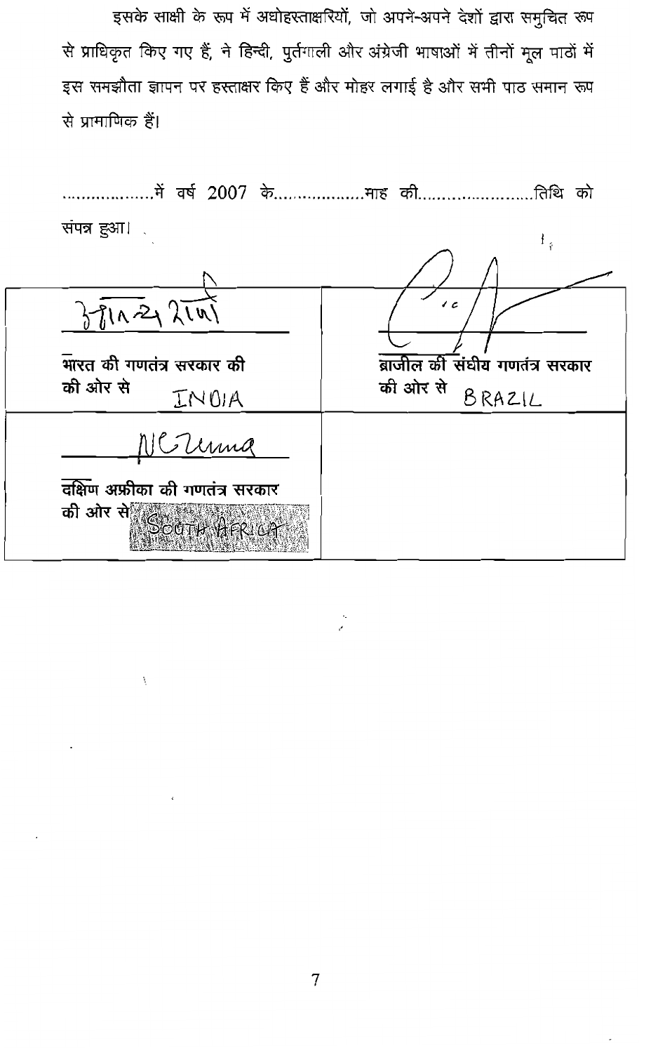इसके साक्षी के रूप में अधोहस्ताक्षरियों, जो अपने-अपने देशों द्वारा समुचित रूप से प्राधिकृत किए गए हैं, ने हिन्दी, पुर्तगाली और अंग्रेजी भाषाओं में तीनों मूल पाठों में इस समझौता ज्ञापन पर हस्ताक्षर किए हैं और मोहर लगाई है और सभी पाठ समान रूप से प्रामाणिक हैं।

..................में वर्ष 2007 के..................माह की......................तिथि को संपन्न हुआ।

| | |
|---|---|
| भारत की गणतंत्र सरकार की की ओर से INDIA | ब्राजील की संघीय गणतंत्र सरकार की ओर से BRAZIL |
| दक्षिण अफ्रीका की गणतंत्र सरकार की ओर से SOUTH AFRICA | |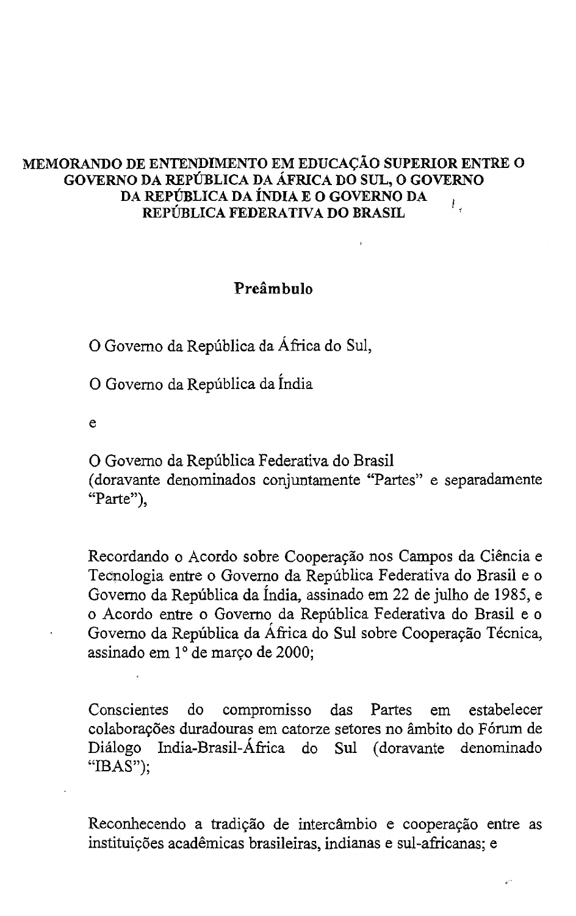# MEMORANDO DE ENTENDIMENTO EM EDUCAÇÃO SUPERIOR ENTRE O GOVERNO DA REPÚBLICA DA ÁFRICA DO SUL, O GOVERNO DA REPÚBLICA DA ÍNDIA E O GOVERNO DA REPÚBLICA FEDERATIVA DO BRASIL

## Preâmbulo

O Governo da República da África do Sul,

O Governo da República da Índia

e

O Governo da República Federativa do Brasil
(doravante denominados conjuntamente "Partes" e separadamente "Parte"),

Recordando o Acordo sobre Cooperação nos Campos da Ciência e Tecnologia entre o Governo da República Federativa do Brasil e o Governo da República da Índia, assinado em 22 de julho de 1985, e o Acordo entre o Governo da República Federativa do Brasil e o Governo da República da África do Sul sobre Cooperação Técnica, assinado em 1° de março de 2000;

Conscientes do compromisso das Partes em estabelecer colaborações duradouras em catorze setores no âmbito do Fórum de Diálogo India-Brasil-África do Sul (doravante denominado "IBAS");

Reconhecendo a tradição de intercâmbio e cooperação entre as instituições acadêmicas brasileiras, indianas e sul-africanas; e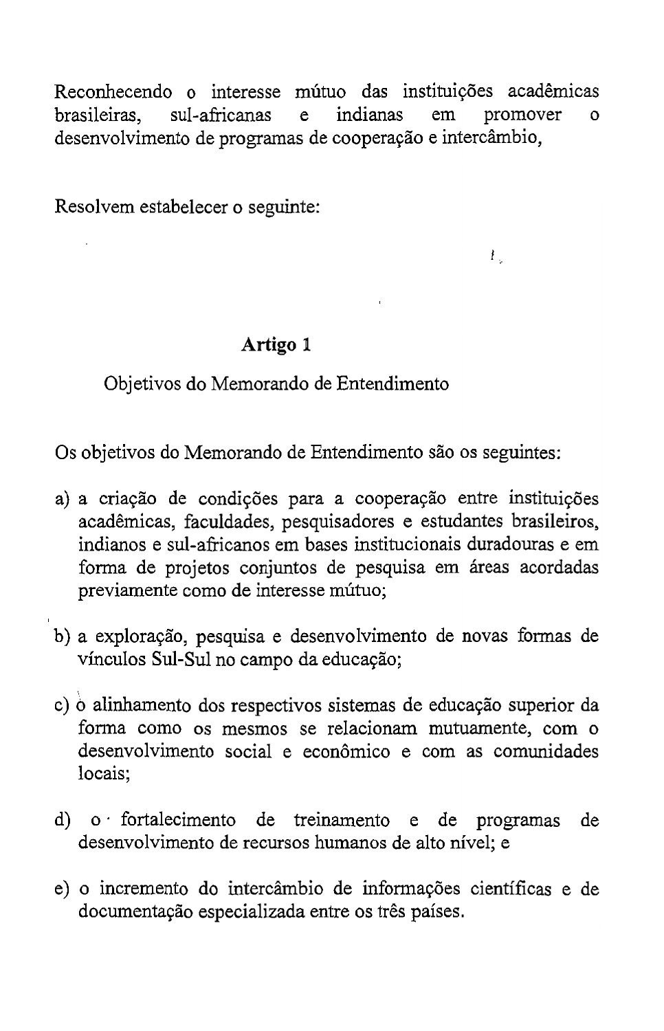Reconhecendo o interesse mútuo das instituições acadêmicas brasileiras, sul-africanas e indianas em promover o desenvolvimento de programas de cooperação e intercâmbio,

Resolvem estabelecer o seguinte:

## Artigo 1

### Objetivos do Memorando de Entendimento

Os objetivos do Memorando de Entendimento são os seguintes:

a) a criação de condições para a cooperação entre instituições acadêmicas, faculdades, pesquisadores e estudantes brasileiros, indianos e sul-africanos em bases institucionais duradouras e em forma de projetos conjuntos de pesquisa em áreas acordadas previamente como de interesse mútuo;

b) a exploração, pesquisa e desenvolvimento de novas formas de vínculos Sul-Sul no campo da educação;

c) o alinhamento dos respectivos sistemas de educação superior da forma como os mesmos se relacionam mutuamente, com o desenvolvimento social e econômico e com as comunidades locais;

d) o fortalecimento de treinamento e de programas de desenvolvimento de recursos humanos de alto nível; e

e) o incremento do intercâmbio de informações científicas e de documentação especializada entre os três países.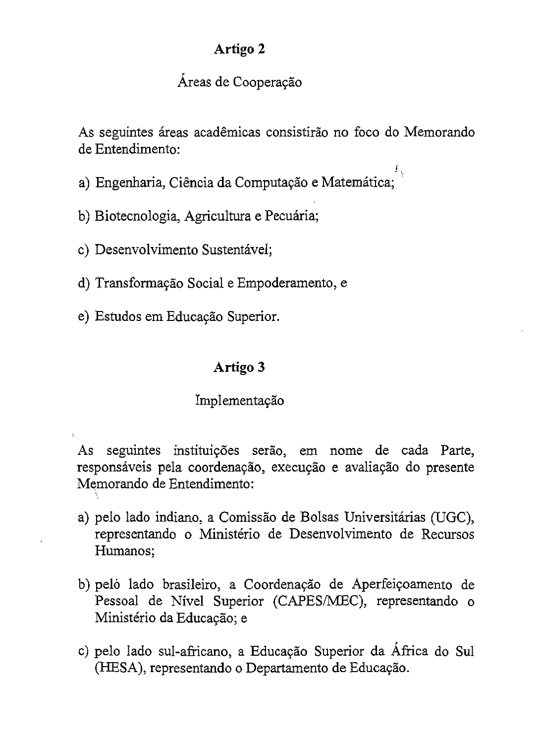## Artigo 2

Áreas de Cooperação

As seguintes áreas acadêmicas consistirão no foco do Memorando de Entendimento:

a) Engenharia, Ciência da Computação e Matemática;

b) Biotecnologia, Agricultura e Pecuária;

c) Desenvolvimento Sustentável;

d) Transformação Social e Empoderamento, e

e) Estudos em Educação Superior.

## Artigo 3

Implementação

As seguintes instituições serão, em nome de cada Parte, responsáveis pela coordenação, execução e avaliação do presente Memorando de Entendimento:

a) pelo lado indiano, a Comissão de Bolsas Universitárias (UGC), representando o Ministério de Desenvolvimento de Recursos Humanos;

b) peló lado brasileiro, a Coordenação de Aperfeiçoamento de Pessoal de Nível Superior (CAPES/MEC), representando o Ministério da Educação; e

c) pelo lado sul-africano, a Educação Superior da África do Sul (HESA), representando o Departamento de Educação.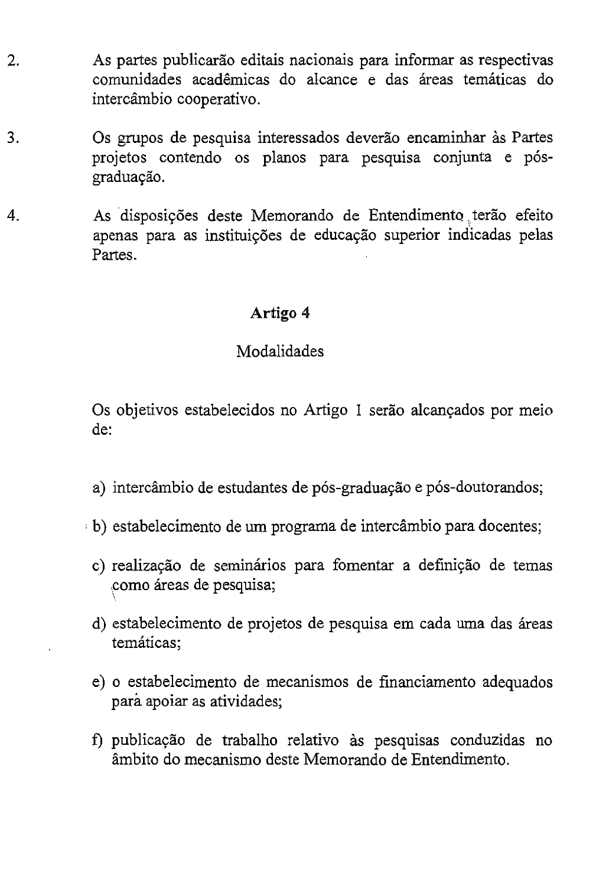2. As partes publicarão editais nacionais para informar as respectivas comunidades acadêmicas do alcance e das áreas temáticas do intercâmbio cooperativo.

3. Os grupos de pesquisa interessados deverão encaminhar às Partes projetos contendo os planos para pesquisa conjunta e pós-graduação.

4. As disposições deste Memorando de Entendimento terão efeito apenas para as instituições de educação superior indicadas pelas Partes.

## Artigo 4

### Modalidades

Os objetivos estabelecidos no Artigo 1 serão alcançados por meio de:

a) intercâmbio de estudantes de pós-graduação e pós-doutorandos;

b) estabelecimento de um programa de intercâmbio para docentes;

c) realização de seminários para fomentar a definição de temas como áreas de pesquisa;

d) estabelecimento de projetos de pesquisa em cada uma das áreas temáticas;

e) o estabelecimento de mecanismos de financiamento adequados para apoiar as atividades;

f) publicação de trabalho relativo às pesquisas conduzidas no âmbito do mecanismo deste Memorando de Entendimento.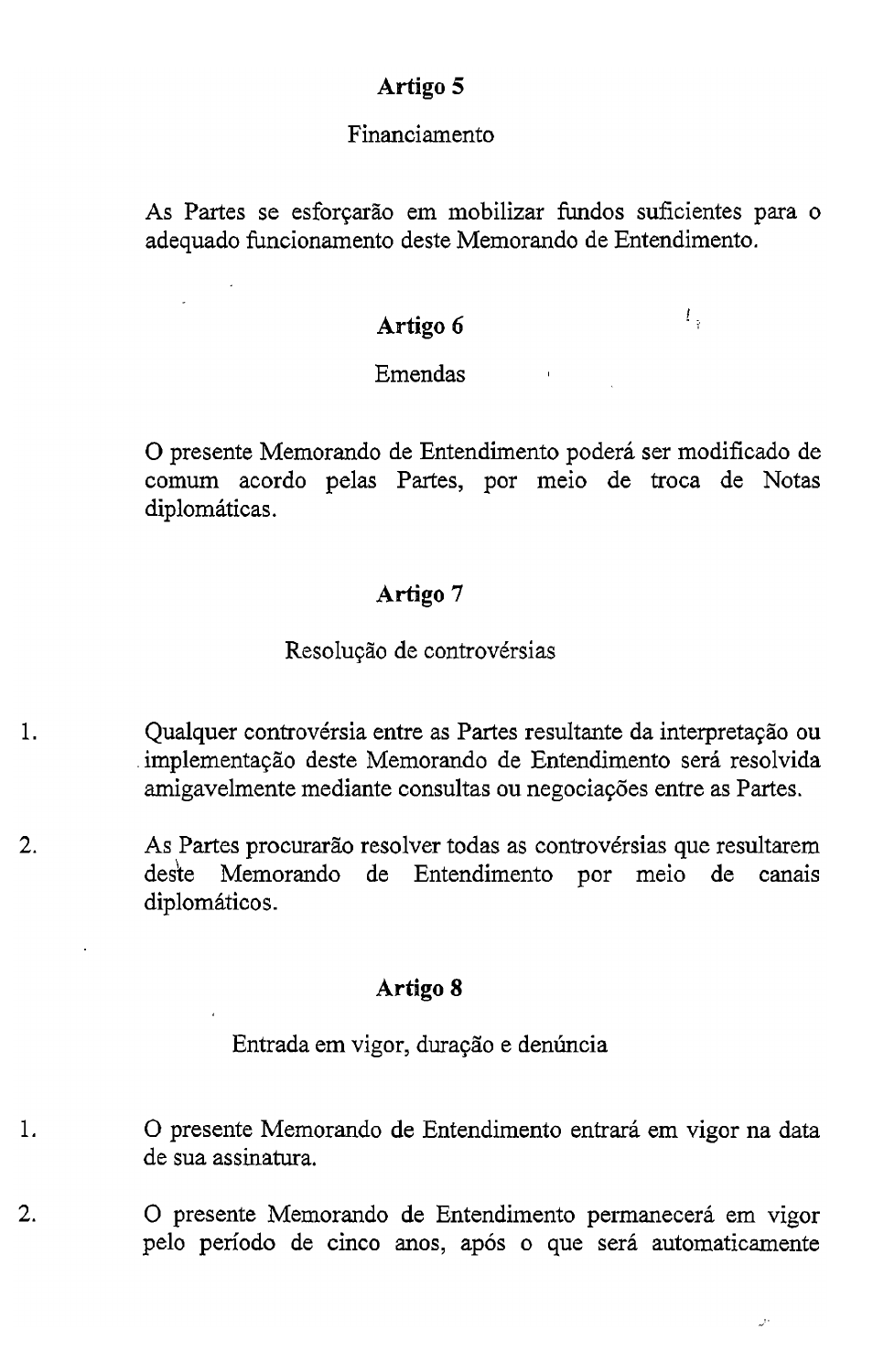**Artigo 5**

Financiamento

As Partes se esforçarão em mobilizar fundos suficientes para o adequado funcionamento deste Memorando de Entendimento.

**Artigo 6**

Emendas

O presente Memorando de Entendimento poderá ser modificado de comum acordo pelas Partes, por meio de troca de Notas diplomáticas.

**Artigo 7**

Resolução de controvérsias

1. Qualquer controvérsia entre as Partes resultante da interpretação ou implementação deste Memorando de Entendimento será resolvida amigavelmente mediante consultas ou negociações entre as Partes.

2. As Partes procurarão resolver todas as controvérsias que resultarem deste Memorando de Entendimento por meio de canais diplomáticos.

**Artigo 8**

Entrada em vigor, duração e denúncia

1. O presente Memorando de Entendimento entrará em vigor na data de sua assinatura.

2. O presente Memorando de Entendimento permanecerá em vigor pelo período de cinco anos, após o que será automaticamente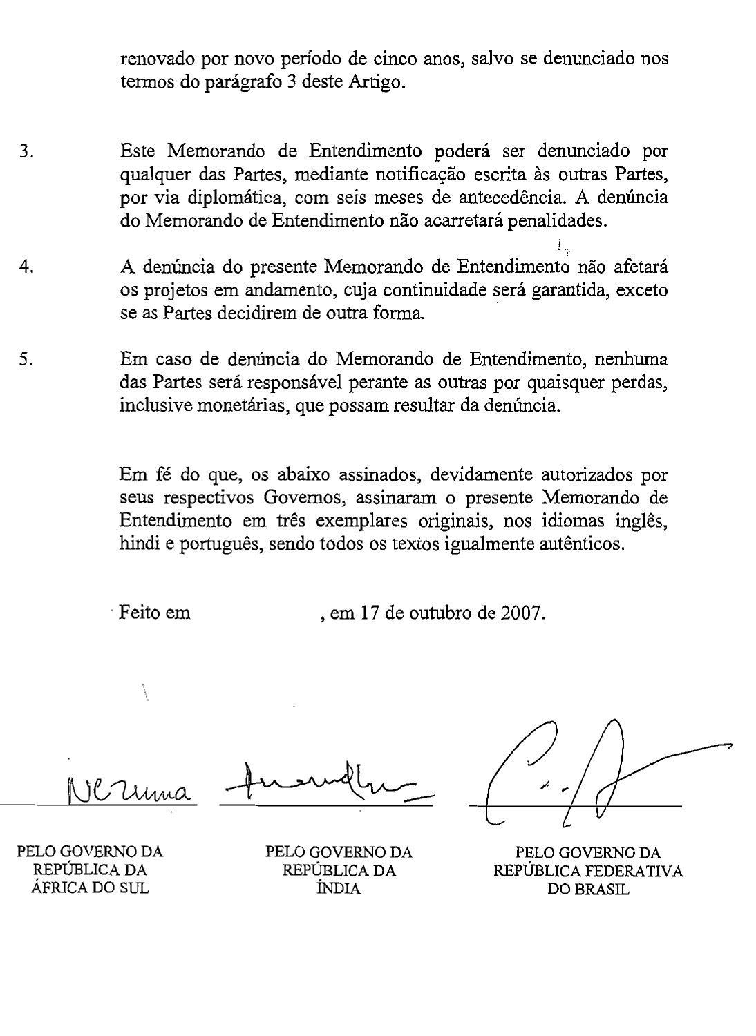renovado por novo período de cinco anos, salvo se denunciado nos termos do parágrafo 3 deste Artigo.

3. Este Memorando de Entendimento poderá ser denunciado por qualquer das Partes, mediante notificação escrita às outras Partes, por via diplomática, com seis meses de antecedência. A denúncia do Memorando de Entendimento não acarretará penalidades.

4. A denúncia do presente Memorando de Entendimento não afetará os projetos em andamento, cuja continuidade será garantida, exceto se as Partes decidirem de outra forma.

5. Em caso de denúncia do Memorando de Entendimento, nenhuma das Partes será responsável perante as outras por quaisquer perdas, inclusive monetárias, que possam resultar da denúncia.

Em fé do que, os abaixo assinados, devidamente autorizados por seus respectivos Governos, assinaram o presente Memorando de Entendimento em três exemplares originais, nos idiomas inglês, hindi e português, sendo todos os textos igualmente autênticos.

Feito em , em 17 de outubro de 2007.

| | | |
|---|---|---|
| PELO GOVERNO DA REPÚBLICA DA ÁFRICA DO SUL | PELO GOVERNO DA REPÚBLICA DA ÍNDIA | PELO GOVERNO DA REPÚBLICA FEDERATIVA DO BRASIL |